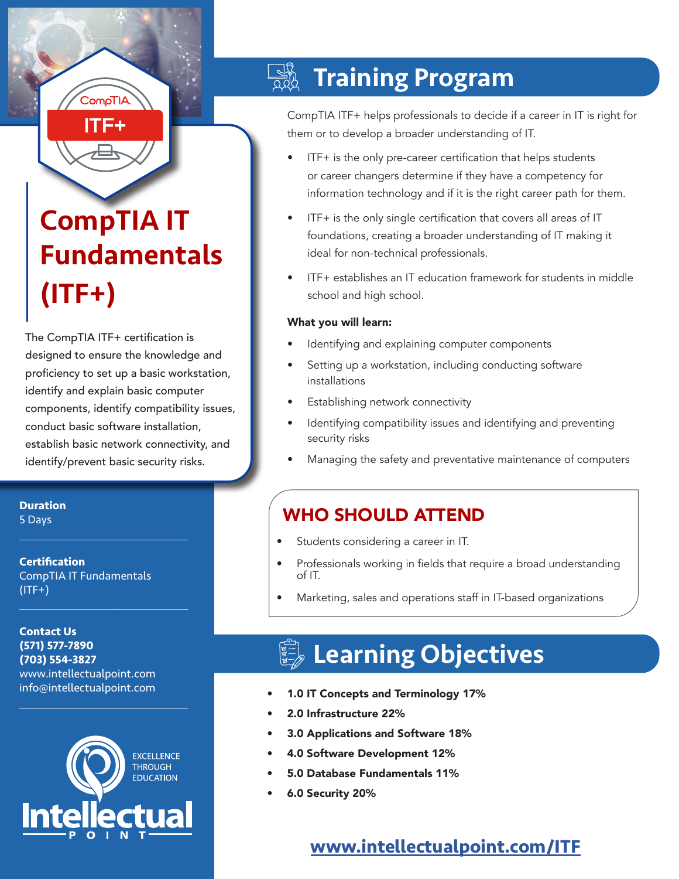# CompTIA IT Fundamentals (ITF+)

The CompTIA ITF+ certification is designed to ensure the knowledge and proficiency to set up a basic workstation, identify and explain basic computer components, identify compatibility issues, conduct basic software installation, establish basic network connectivity, and identify/prevent basic security risks.

**Duration**
5 Days

**Certification**
CompTIA IT Fundamentals (ITF+)

**Contact Us**
**(571) 577-7890**
**(703) 554-3827**
www.intellectualpoint.com
info@intellectualpoint.com

EXCELLENCE THROUGH EDUCATION

Intellectual POINT

## Training Program

CompTIA ITF+ helps professionals to decide if a career in IT is right for them or to develop a broader understanding of IT.

- ITF+ is the only pre-career certification that helps students or career changers determine if they have a competency for information technology and if it is the right career path for them.
- ITF+ is the only single certification that covers all areas of IT foundations, creating a broader understanding of IT making it ideal for non-technical professionals.
- ITF+ establishes an IT education framework for students in middle school and high school.

**What you will learn:**

- Identifying and explaining computer components
- Setting up a workstation, including conducting software installations
- Establishing network connectivity
- Identifying compatibility issues and identifying and preventing security risks
- Managing the safety and preventative maintenance of computers

## WHO SHOULD ATTEND

- Students considering a career in IT.
- Professionals working in fields that require a broad understanding of IT.
- Marketing, sales and operations staff in IT-based organizations

## Learning Objectives

- **1.0 IT Concepts and Terminology 17%**
- **2.0 Infrastructure 22%**
- **3.0 Applications and Software 18%**
- **4.0 Software Development 12%**
- **5.0 Database Fundamentals 11%**
- **6.0 Security 20%**

**www.intellectualpoint.com/ITF**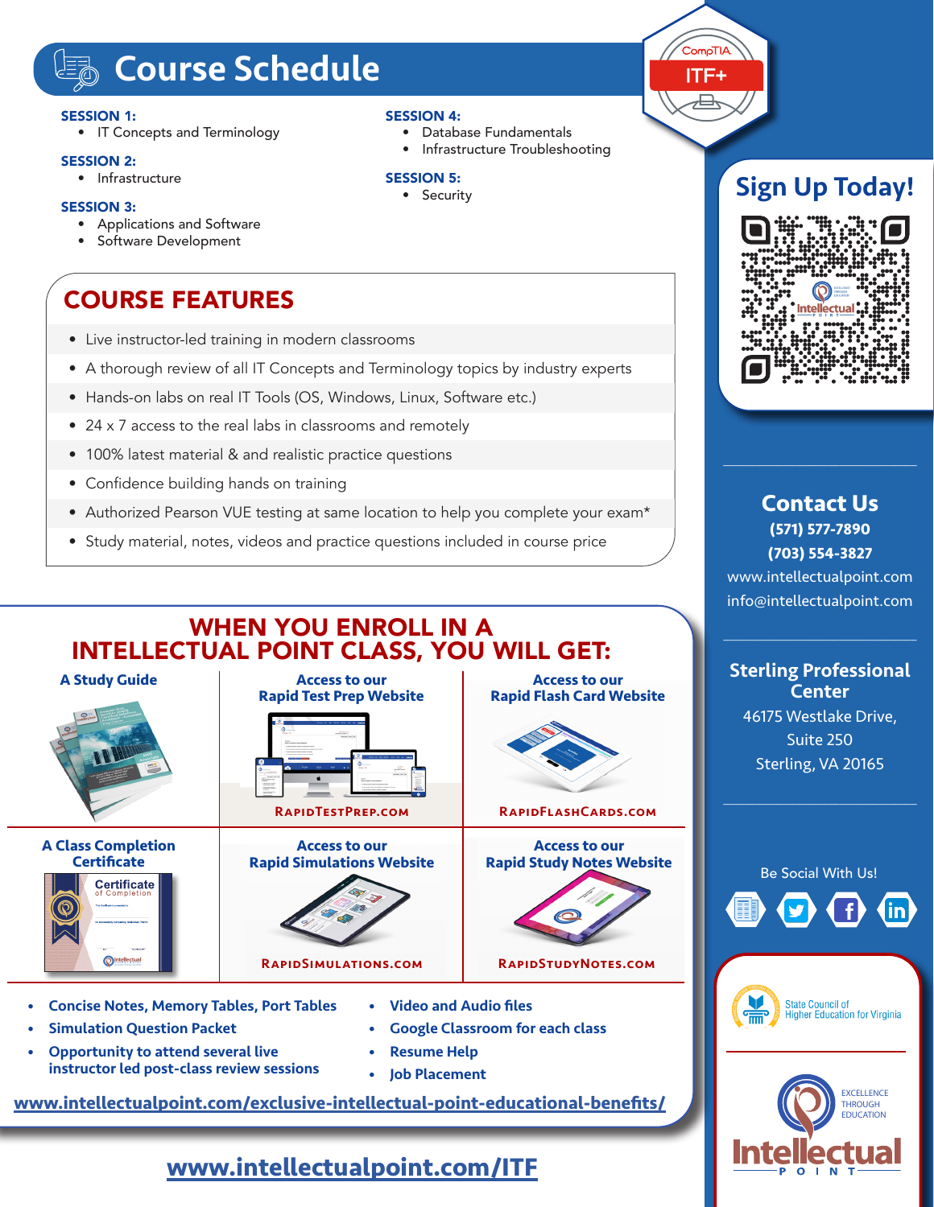# Course Schedule

**SESSION 1:**
- IT Concepts and Terminology

**SESSION 2:**
- Infrastructure

**SESSION 3:**
- Applications and Software
- Software Development

**SESSION 4:**
- Database Fundamentals
- Infrastructure Troubleshooting

**SESSION 5:**
- Security

CompTIA ITF+

## COURSE FEATURES

- Live instructor-led training in modern classrooms
- A thorough review of all IT Concepts and Terminology topics by industry experts
- Hands-on labs on real IT Tools (OS, Windows, Linux, Software etc.)
- 24 x 7 access to the real labs in classrooms and remotely
- 100% latest material & and realistic practice questions
- Confidence building hands on training
- Authorized Pearson VUE testing at same location to help you complete your exam*
- Study material, notes, videos and practice questions included in course price

## WHEN YOU ENROLL IN A INTELLECTUAL POINT CLASS, YOU WILL GET:

**A Study Guide**

**Access to our Rapid Test Prep Website**
RAPIDTESTPREP.COM

**Access to our Rapid Flash Card Website**
RAPIDFLASHCARDS.COM

**A Class Completion Certificate**

**Access to our Rapid Simulations Website**
RAPIDSIMULATIONS.COM

**Access to our Rapid Study Notes Website**
RAPIDSTUDYNOTES.COM

- **Concise Notes, Memory Tables, Port Tables**
- **Simulation Question Packet**
- **Opportunity to attend several live instructor led post-class review sessions**
- **Video and Audio files**
- **Google Classroom for each class**
- **Resume Help**
- **Job Placement**

www.intellectualpoint.com/exclusive-intellectual-point-educational-benefits/

**www.intellectualpoint.com/ITF**

## Sign Up Today!

## Contact Us

**(571) 577-7890**
**(703) 554-3827**
www.intellectualpoint.com
info@intellectualpoint.com

## Sterling Professional Center

46175 Westlake Drive,
Suite 250
Sterling, VA 20165

Be Social With Us!

State Council of Higher Education for Virginia

Intellectual Point — Excellence Through Education